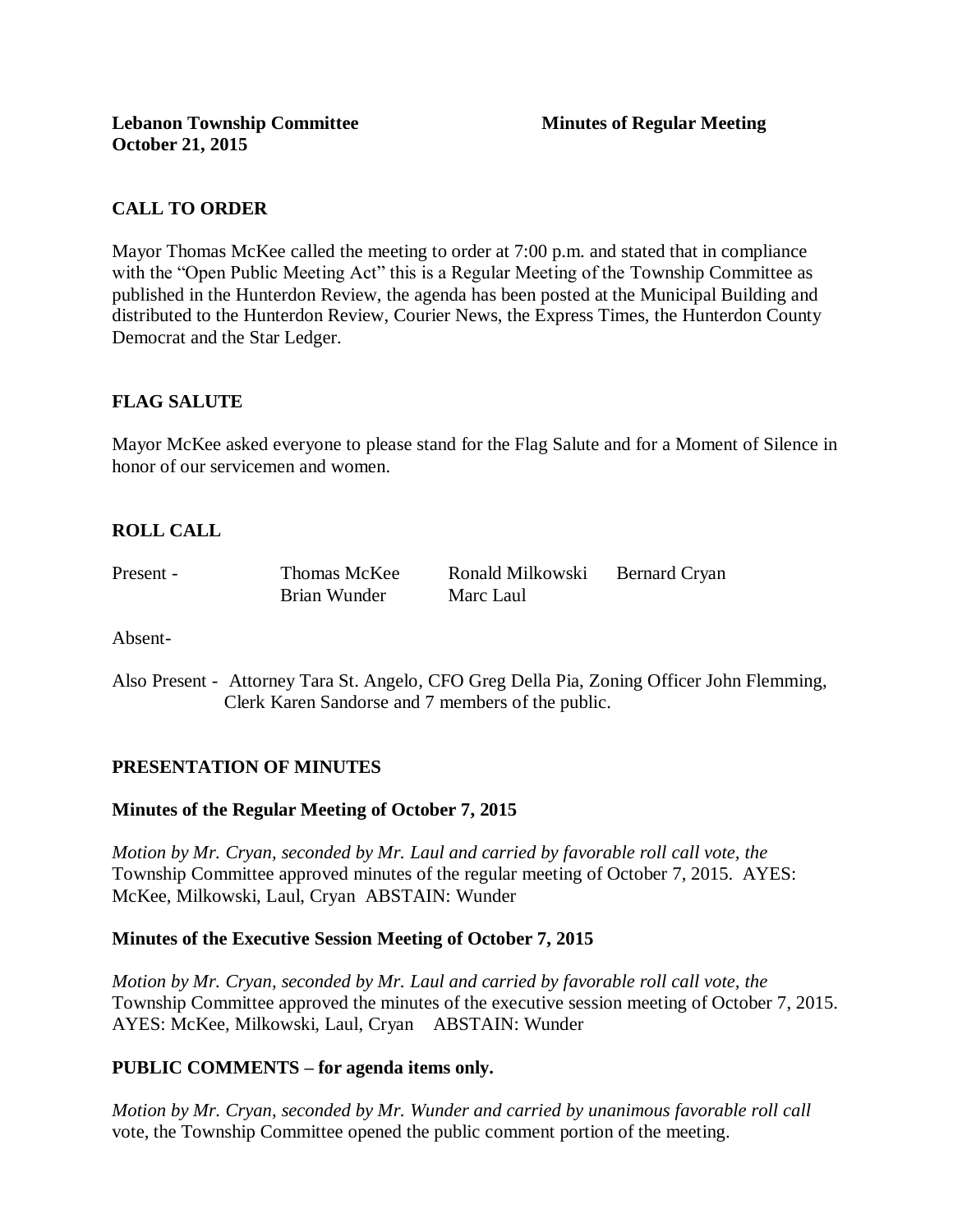**Lebanon Township Committee** **Minutes of Regular Meeting**
**October 21, 2015**

## CALL TO ORDER

Mayor Thomas McKee called the meeting to order at 7:00 p.m. and stated that in compliance with the "Open Public Meeting Act" this is a Regular Meeting of the Township Committee as published in the Hunterdon Review, the agenda has been posted at the Municipal Building and distributed to the Hunterdon Review, Courier News, the Express Times, the Hunterdon County Democrat and the Star Ledger.

## FLAG SALUTE

Mayor McKee asked everyone to please stand for the Flag Salute and for a Moment of Silence in honor of our servicemen and women.

## ROLL CALL

| Present - | Thomas McKee | Ronald Milkowski | Bernard Cryan |
|---|---|---|---|
| | Brian Wunder | Marc Laul | |

Absent-

Also Present - Attorney Tara St. Angelo, CFO Greg Della Pia, Zoning Officer John Flemming, Clerk Karen Sandorse and 7 members of the public.

## PRESENTATION OF MINUTES

### Minutes of the Regular Meeting of October 7, 2015

*Motion by Mr. Cryan, seconded by Mr. Laul and carried by favorable roll call vote, the* Township Committee approved minutes of the regular meeting of October 7, 2015. AYES: McKee, Milkowski, Laul, Cryan ABSTAIN: Wunder

### Minutes of the Executive Session Meeting of October 7, 2015

*Motion by Mr. Cryan, seconded by Mr. Laul and carried by favorable roll call vote, the* Township Committee approved the minutes of the executive session meeting of October 7, 2015. AYES: McKee, Milkowski, Laul, Cryan ABSTAIN: Wunder

## PUBLIC COMMENTS – for agenda items only.

*Motion by Mr. Cryan, seconded by Mr. Wunder and carried by unanimous favorable roll call* vote, the Township Committee opened the public comment portion of the meeting.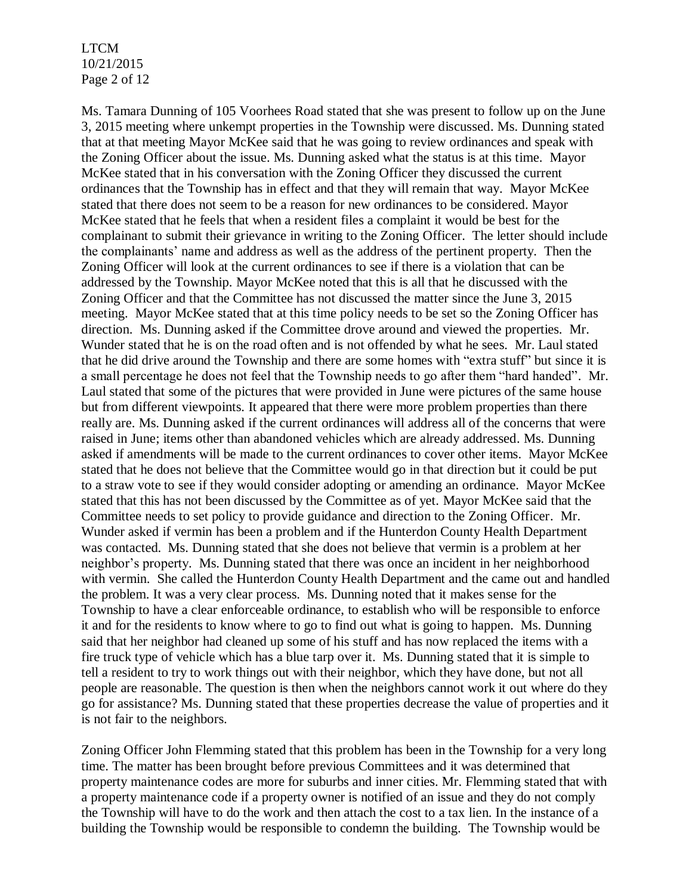Ms. Tamara Dunning of 105 Voorhees Road stated that she was present to follow up on the June 3, 2015 meeting where unkempt properties in the Township were discussed. Ms. Dunning stated that at that meeting Mayor McKee said that he was going to review ordinances and speak with the Zoning Officer about the issue. Ms. Dunning asked what the status is at this time. Mayor McKee stated that in his conversation with the Zoning Officer they discussed the current ordinances that the Township has in effect and that they will remain that way. Mayor McKee stated that there does not seem to be a reason for new ordinances to be considered. Mayor McKee stated that he feels that when a resident files a complaint it would be best for the complainant to submit their grievance in writing to the Zoning Officer. The letter should include the complainants' name and address as well as the address of the pertinent property. Then the Zoning Officer will look at the current ordinances to see if there is a violation that can be addressed by the Township. Mayor McKee noted that this is all that he discussed with the Zoning Officer and that the Committee has not discussed the matter since the June 3, 2015 meeting. Mayor McKee stated that at this time policy needs to be set so the Zoning Officer has direction. Ms. Dunning asked if the Committee drove around and viewed the properties. Mr. Wunder stated that he is on the road often and is not offended by what he sees. Mr. Laul stated that he did drive around the Township and there are some homes with "extra stuff" but since it is a small percentage he does not feel that the Township needs to go after them "hard handed". Mr. Laul stated that some of the pictures that were provided in June were pictures of the same house but from different viewpoints. It appeared that there were more problem properties than there really are. Ms. Dunning asked if the current ordinances will address all of the concerns that were raised in June; items other than abandoned vehicles which are already addressed. Ms. Dunning asked if amendments will be made to the current ordinances to cover other items. Mayor McKee stated that he does not believe that the Committee would go in that direction but it could be put to a straw vote to see if they would consider adopting or amending an ordinance. Mayor McKee stated that this has not been discussed by the Committee as of yet. Mayor McKee said that the Committee needs to set policy to provide guidance and direction to the Zoning Officer. Mr. Wunder asked if vermin has been a problem and if the Hunterdon County Health Department was contacted. Ms. Dunning stated that she does not believe that vermin is a problem at her neighbor's property. Ms. Dunning stated that there was once an incident in her neighborhood with vermin. She called the Hunterdon County Health Department and the came out and handled the problem. It was a very clear process. Ms. Dunning noted that it makes sense for the Township to have a clear enforceable ordinance, to establish who will be responsible to enforce it and for the residents to know where to go to find out what is going to happen. Ms. Dunning said that her neighbor had cleaned up some of his stuff and has now replaced the items with a fire truck type of vehicle which has a blue tarp over it. Ms. Dunning stated that it is simple to tell a resident to try to work things out with their neighbor, which they have done, but not all people are reasonable. The question is then when the neighbors cannot work it out where do they go for assistance? Ms. Dunning stated that these properties decrease the value of properties and it is not fair to the neighbors.

Zoning Officer John Flemming stated that this problem has been in the Township for a very long time. The matter has been brought before previous Committees and it was determined that property maintenance codes are more for suburbs and inner cities. Mr. Flemming stated that with a property maintenance code if a property owner is notified of an issue and they do not comply the Township will have to do the work and then attach the cost to a tax lien. In the instance of a building the Township would be responsible to condemn the building. The Township would be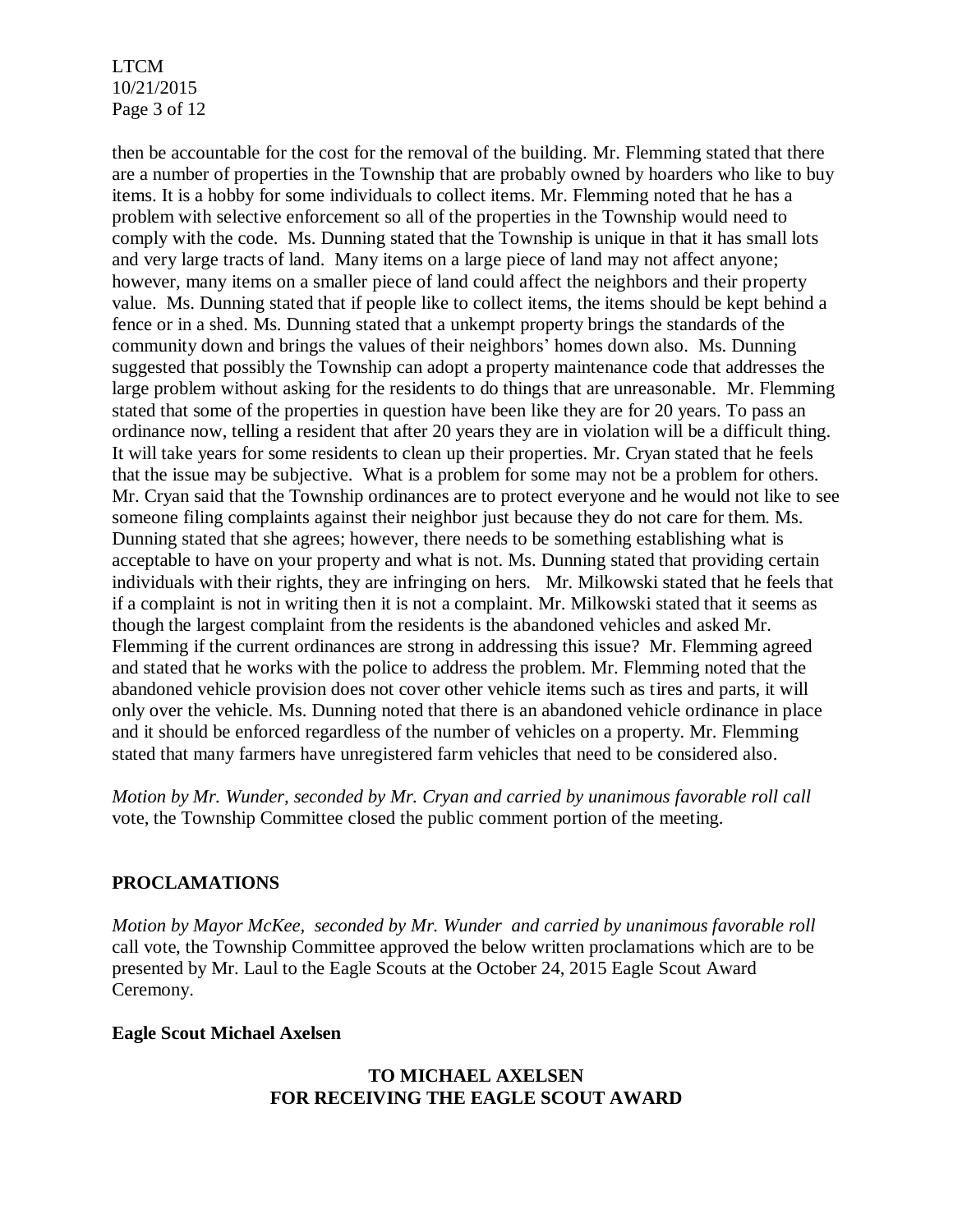then be accountable for the cost for the removal of the building. Mr. Flemming stated that there are a number of properties in the Township that are probably owned by hoarders who like to buy items. It is a hobby for some individuals to collect items. Mr. Flemming noted that he has a problem with selective enforcement so all of the properties in the Township would need to comply with the code. Ms. Dunning stated that the Township is unique in that it has small lots and very large tracts of land. Many items on a large piece of land may not affect anyone; however, many items on a smaller piece of land could affect the neighbors and their property value. Ms. Dunning stated that if people like to collect items, the items should be kept behind a fence or in a shed. Ms. Dunning stated that a unkempt property brings the standards of the community down and brings the values of their neighbors' homes down also. Ms. Dunning suggested that possibly the Township can adopt a property maintenance code that addresses the large problem without asking for the residents to do things that are unreasonable. Mr. Flemming stated that some of the properties in question have been like they are for 20 years. To pass an ordinance now, telling a resident that after 20 years they are in violation will be a difficult thing. It will take years for some residents to clean up their properties. Mr. Cryan stated that he feels that the issue may be subjective. What is a problem for some may not be a problem for others. Mr. Cryan said that the Township ordinances are to protect everyone and he would not like to see someone filing complaints against their neighbor just because they do not care for them. Ms. Dunning stated that she agrees; however, there needs to be something establishing what is acceptable to have on your property and what is not. Ms. Dunning stated that providing certain individuals with their rights, they are infringing on hers. Mr. Milkowski stated that he feels that if a complaint is not in writing then it is not a complaint. Mr. Milkowski stated that it seems as though the largest complaint from the residents is the abandoned vehicles and asked Mr. Flemming if the current ordinances are strong in addressing this issue? Mr. Flemming agreed and stated that he works with the police to address the problem. Mr. Flemming noted that the abandoned vehicle provision does not cover other vehicle items such as tires and parts, it will only over the vehicle. Ms. Dunning noted that there is an abandoned vehicle ordinance in place and it should be enforced regardless of the number of vehicles on a property. Mr. Flemming stated that many farmers have unregistered farm vehicles that need to be considered also.

*Motion by Mr. Wunder, seconded by Mr. Cryan and carried by unanimous favorable roll call* vote, the Township Committee closed the public comment portion of the meeting.

**PROCLAMATIONS**

*Motion by Mayor McKee, seconded by Mr. Wunder and carried by unanimous favorable roll* call vote, the Township Committee approved the below written proclamations which are to be presented by Mr. Laul to the Eagle Scouts at the October 24, 2015 Eagle Scout Award Ceremony.

**Eagle Scout Michael Axelsen**

**TO MICHAEL AXELSEN**
**FOR RECEIVING THE EAGLE SCOUT AWARD**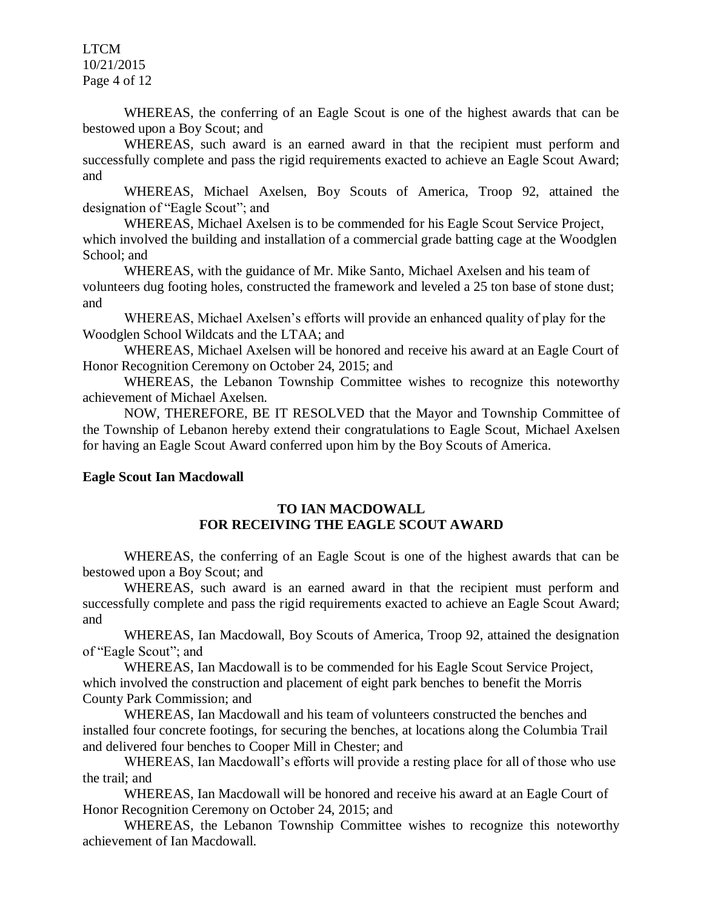WHEREAS, the conferring of an Eagle Scout is one of the highest awards that can be bestowed upon a Boy Scout; and

WHEREAS, such award is an earned award in that the recipient must perform and successfully complete and pass the rigid requirements exacted to achieve an Eagle Scout Award; and

WHEREAS, Michael Axelsen, Boy Scouts of America, Troop 92, attained the designation of "Eagle Scout"; and

WHEREAS, Michael Axelsen is to be commended for his Eagle Scout Service Project, which involved the building and installation of a commercial grade batting cage at the Woodglen School; and

WHEREAS, with the guidance of Mr. Mike Santo, Michael Axelsen and his team of volunteers dug footing holes, constructed the framework and leveled a 25 ton base of stone dust; and

WHEREAS, Michael Axelsen's efforts will provide an enhanced quality of play for the Woodglen School Wildcats and the LTAA; and

WHEREAS, Michael Axelsen will be honored and receive his award at an Eagle Court of Honor Recognition Ceremony on October 24, 2015; and

WHEREAS, the Lebanon Township Committee wishes to recognize this noteworthy achievement of Michael Axelsen.

NOW, THEREFORE, BE IT RESOLVED that the Mayor and Township Committee of the Township of Lebanon hereby extend their congratulations to Eagle Scout, Michael Axelsen for having an Eagle Scout Award conferred upon him by the Boy Scouts of America.

**Eagle Scout Ian Macdowall**

**TO IAN MACDOWALL**
**FOR RECEIVING THE EAGLE SCOUT AWARD**

WHEREAS, the conferring of an Eagle Scout is one of the highest awards that can be bestowed upon a Boy Scout; and

WHEREAS, such award is an earned award in that the recipient must perform and successfully complete and pass the rigid requirements exacted to achieve an Eagle Scout Award; and

WHEREAS, Ian Macdowall, Boy Scouts of America, Troop 92, attained the designation of "Eagle Scout"; and

WHEREAS, Ian Macdowall is to be commended for his Eagle Scout Service Project, which involved the construction and placement of eight park benches to benefit the Morris County Park Commission; and

WHEREAS, Ian Macdowall and his team of volunteers constructed the benches and installed four concrete footings, for securing the benches, at locations along the Columbia Trail and delivered four benches to Cooper Mill in Chester; and

WHEREAS, Ian Macdowall's efforts will provide a resting place for all of those who use the trail; and

WHEREAS, Ian Macdowall will be honored and receive his award at an Eagle Court of Honor Recognition Ceremony on October 24, 2015; and

WHEREAS, the Lebanon Township Committee wishes to recognize this noteworthy achievement of Ian Macdowall.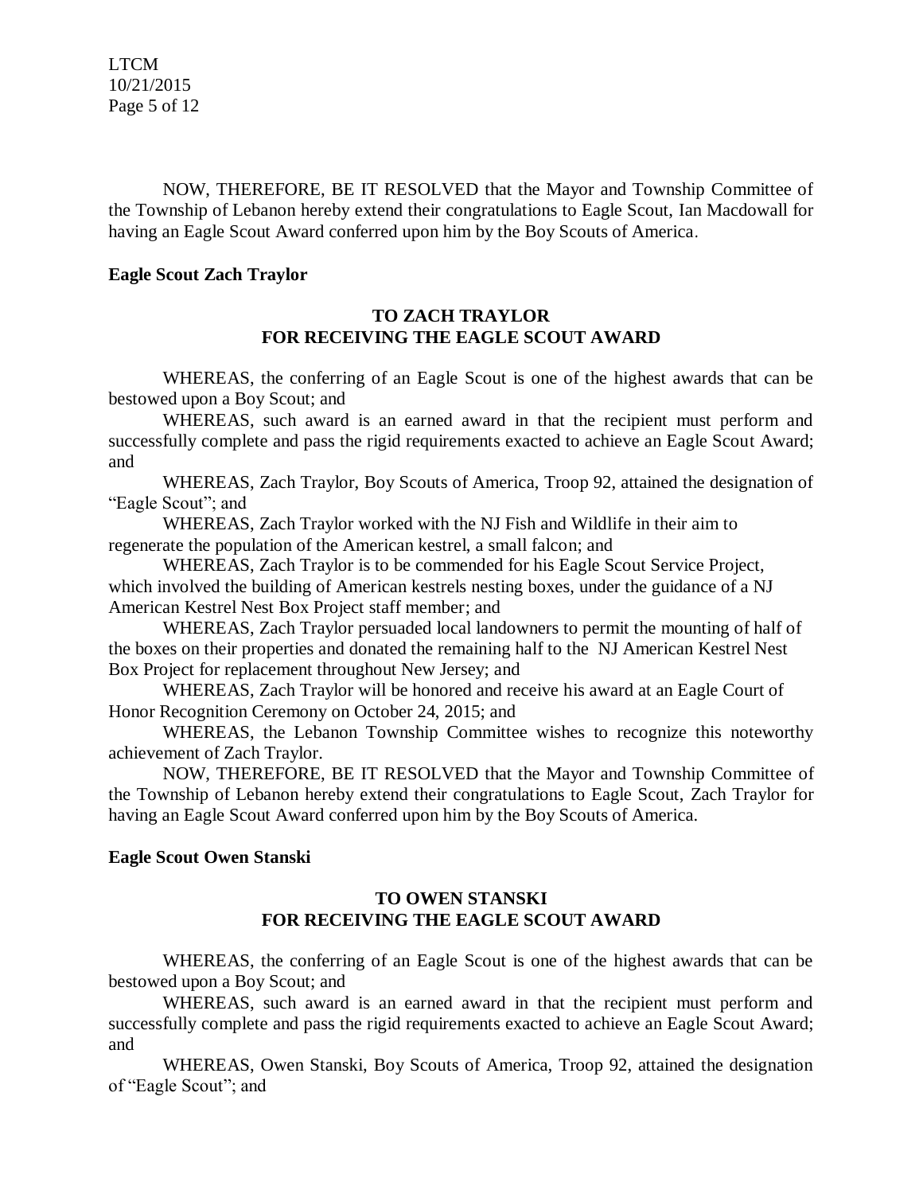NOW, THEREFORE, BE IT RESOLVED that the Mayor and Township Committee of the Township of Lebanon hereby extend their congratulations to Eagle Scout, Ian Macdowall for having an Eagle Scout Award conferred upon him by the Boy Scouts of America.

**Eagle Scout Zach Traylor**

**TO ZACH TRAYLOR**
**FOR RECEIVING THE EAGLE SCOUT AWARD**

WHEREAS, the conferring of an Eagle Scout is one of the highest awards that can be bestowed upon a Boy Scout; and

WHEREAS, such award is an earned award in that the recipient must perform and successfully complete and pass the rigid requirements exacted to achieve an Eagle Scout Award; and

WHEREAS, Zach Traylor, Boy Scouts of America, Troop 92, attained the designation of "Eagle Scout"; and

WHEREAS, Zach Traylor worked with the NJ Fish and Wildlife in their aim to regenerate the population of the American kestrel, a small falcon; and

WHEREAS, Zach Traylor is to be commended for his Eagle Scout Service Project, which involved the building of American kestrels nesting boxes, under the guidance of a NJ American Kestrel Nest Box Project staff member; and

WHEREAS, Zach Traylor persuaded local landowners to permit the mounting of half of the boxes on their properties and donated the remaining half to the NJ American Kestrel Nest Box Project for replacement throughout New Jersey; and

WHEREAS, Zach Traylor will be honored and receive his award at an Eagle Court of Honor Recognition Ceremony on October 24, 2015; and

WHEREAS, the Lebanon Township Committee wishes to recognize this noteworthy achievement of Zach Traylor.

NOW, THEREFORE, BE IT RESOLVED that the Mayor and Township Committee of the Township of Lebanon hereby extend their congratulations to Eagle Scout, Zach Traylor for having an Eagle Scout Award conferred upon him by the Boy Scouts of America.

**Eagle Scout Owen Stanski**

**TO OWEN STANSKI**
**FOR RECEIVING THE EAGLE SCOUT AWARD**

WHEREAS, the conferring of an Eagle Scout is one of the highest awards that can be bestowed upon a Boy Scout; and

WHEREAS, such award is an earned award in that the recipient must perform and successfully complete and pass the rigid requirements exacted to achieve an Eagle Scout Award; and

WHEREAS, Owen Stanski, Boy Scouts of America, Troop 92, attained the designation of "Eagle Scout"; and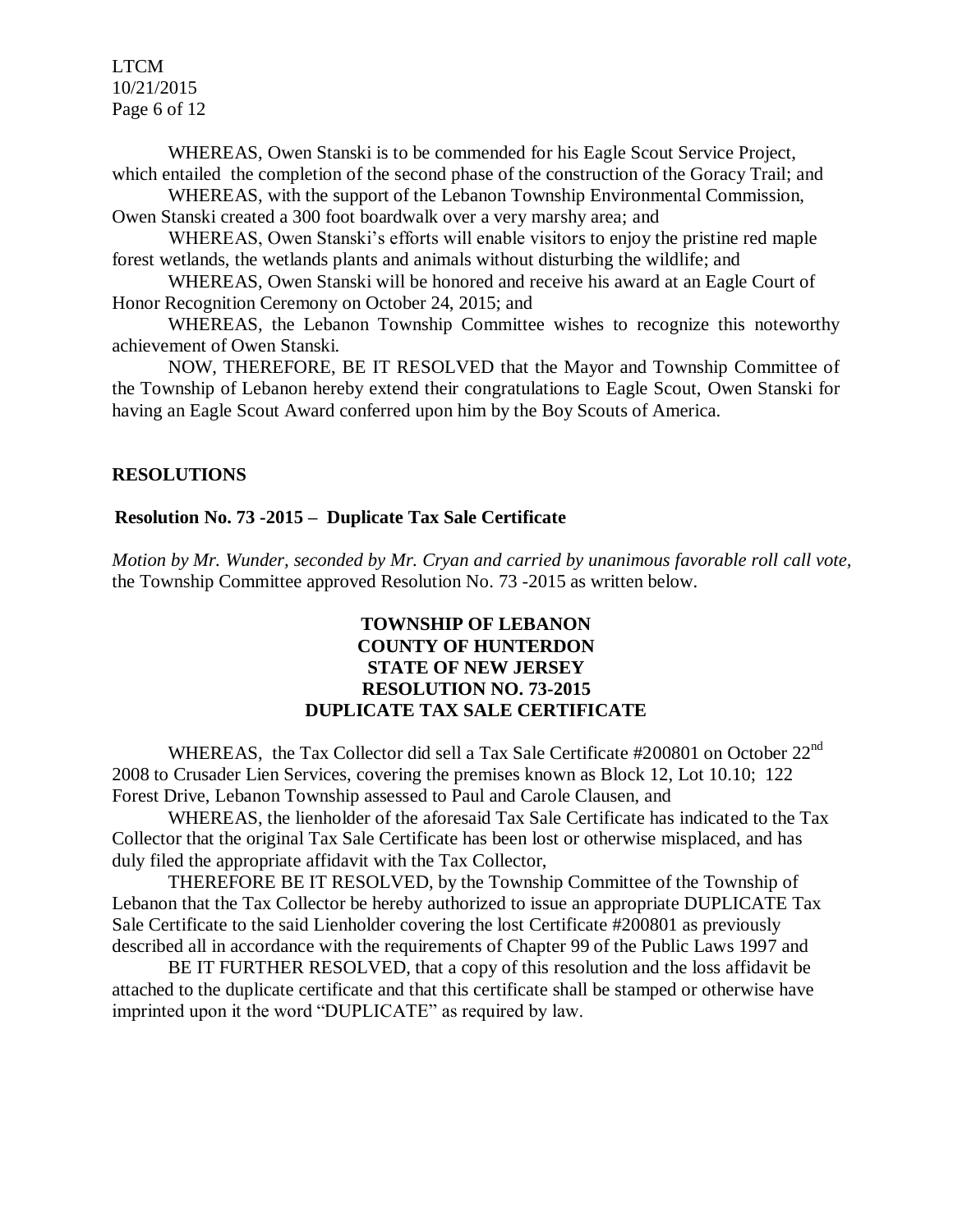WHEREAS, Owen Stanski is to be commended for his Eagle Scout Service Project, which entailed the completion of the second phase of the construction of the Goracy Trail; and

WHEREAS, with the support of the Lebanon Township Environmental Commission, Owen Stanski created a 300 foot boardwalk over a very marshy area; and

WHEREAS, Owen Stanski's efforts will enable visitors to enjoy the pristine red maple forest wetlands, the wetlands plants and animals without disturbing the wildlife; and

WHEREAS, Owen Stanski will be honored and receive his award at an Eagle Court of Honor Recognition Ceremony on October 24, 2015; and

WHEREAS, the Lebanon Township Committee wishes to recognize this noteworthy achievement of Owen Stanski.

NOW, THEREFORE, BE IT RESOLVED that the Mayor and Township Committee of the Township of Lebanon hereby extend their congratulations to Eagle Scout, Owen Stanski for having an Eagle Scout Award conferred upon him by the Boy Scouts of America.

## RESOLUTIONS

### Resolution No. 73 -2015 – Duplicate Tax Sale Certificate

*Motion by Mr. Wunder, seconded by Mr. Cryan and carried by unanimous favorable roll call vote,* the Township Committee approved Resolution No. 73 -2015 as written below.

**TOWNSHIP OF LEBANON**
**COUNTY OF HUNTERDON**
**STATE OF NEW JERSEY**
**RESOLUTION NO. 73-2015**
**DUPLICATE TAX SALE CERTIFICATE**

WHEREAS, the Tax Collector did sell a Tax Sale Certificate #200801 on October 22nd 2008 to Crusader Lien Services, covering the premises known as Block 12, Lot 10.10; 122 Forest Drive, Lebanon Township assessed to Paul and Carole Clausen, and

WHEREAS, the lienholder of the aforesaid Tax Sale Certificate has indicated to the Tax Collector that the original Tax Sale Certificate has been lost or otherwise misplaced, and has duly filed the appropriate affidavit with the Tax Collector,

THEREFORE BE IT RESOLVED, by the Township Committee of the Township of Lebanon that the Tax Collector be hereby authorized to issue an appropriate DUPLICATE Tax Sale Certificate to the said Lienholder covering the lost Certificate #200801 as previously described all in accordance with the requirements of Chapter 99 of the Public Laws 1997 and

BE IT FURTHER RESOLVED, that a copy of this resolution and the loss affidavit be attached to the duplicate certificate and that this certificate shall be stamped or otherwise have imprinted upon it the word "DUPLICATE" as required by law.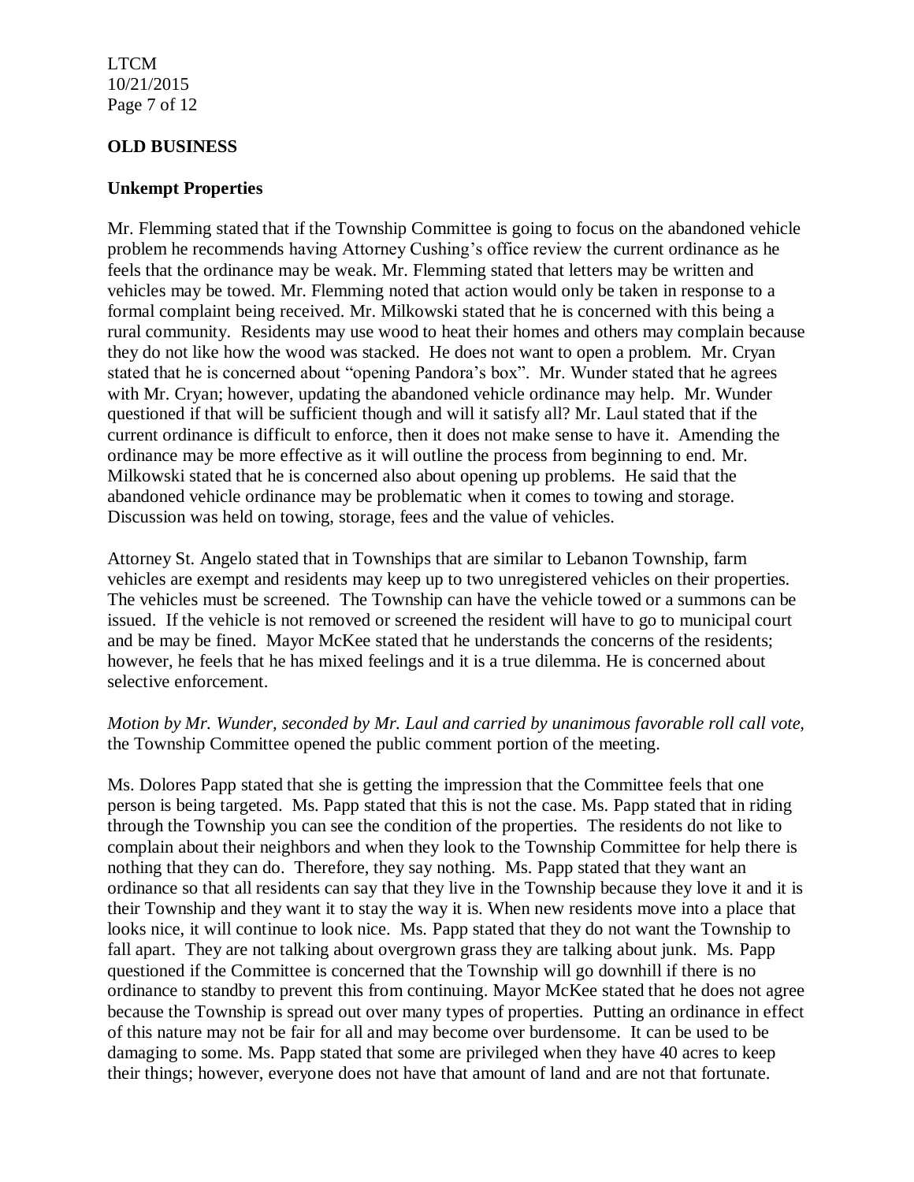## OLD BUSINESS

### Unkempt Properties

Mr. Flemming stated that if the Township Committee is going to focus on the abandoned vehicle problem he recommends having Attorney Cushing's office review the current ordinance as he feels that the ordinance may be weak. Mr. Flemming stated that letters may be written and vehicles may be towed. Mr. Flemming noted that action would only be taken in response to a formal complaint being received. Mr. Milkowski stated that he is concerned with this being a rural community. Residents may use wood to heat their homes and others may complain because they do not like how the wood was stacked. He does not want to open a problem. Mr. Cryan stated that he is concerned about "opening Pandora's box". Mr. Wunder stated that he agrees with Mr. Cryan; however, updating the abandoned vehicle ordinance may help. Mr. Wunder questioned if that will be sufficient though and will it satisfy all? Mr. Laul stated that if the current ordinance is difficult to enforce, then it does not make sense to have it. Amending the ordinance may be more effective as it will outline the process from beginning to end. Mr. Milkowski stated that he is concerned also about opening up problems. He said that the abandoned vehicle ordinance may be problematic when it comes to towing and storage. Discussion was held on towing, storage, fees and the value of vehicles.

Attorney St. Angelo stated that in Townships that are similar to Lebanon Township, farm vehicles are exempt and residents may keep up to two unregistered vehicles on their properties. The vehicles must be screened. The Township can have the vehicle towed or a summons can be issued. If the vehicle is not removed or screened the resident will have to go to municipal court and be may be fined. Mayor McKee stated that he understands the concerns of the residents; however, he feels that he has mixed feelings and it is a true dilemma. He is concerned about selective enforcement.

*Motion by Mr. Wunder, seconded by Mr. Laul and carried by unanimous favorable roll call vote,* the Township Committee opened the public comment portion of the meeting.

Ms. Dolores Papp stated that she is getting the impression that the Committee feels that one person is being targeted. Ms. Papp stated that this is not the case. Ms. Papp stated that in riding through the Township you can see the condition of the properties. The residents do not like to complain about their neighbors and when they look to the Township Committee for help there is nothing that they can do. Therefore, they say nothing. Ms. Papp stated that they want an ordinance so that all residents can say that they live in the Township because they love it and it is their Township and they want it to stay the way it is. When new residents move into a place that looks nice, it will continue to look nice. Ms. Papp stated that they do not want the Township to fall apart. They are not talking about overgrown grass they are talking about junk. Ms. Papp questioned if the Committee is concerned that the Township will go downhill if there is no ordinance to standby to prevent this from continuing. Mayor McKee stated that he does not agree because the Township is spread out over many types of properties. Putting an ordinance in effect of this nature may not be fair for all and may become over burdensome. It can be used to be damaging to some. Ms. Papp stated that some are privileged when they have 40 acres to keep their things; however, everyone does not have that amount of land and are not that fortunate.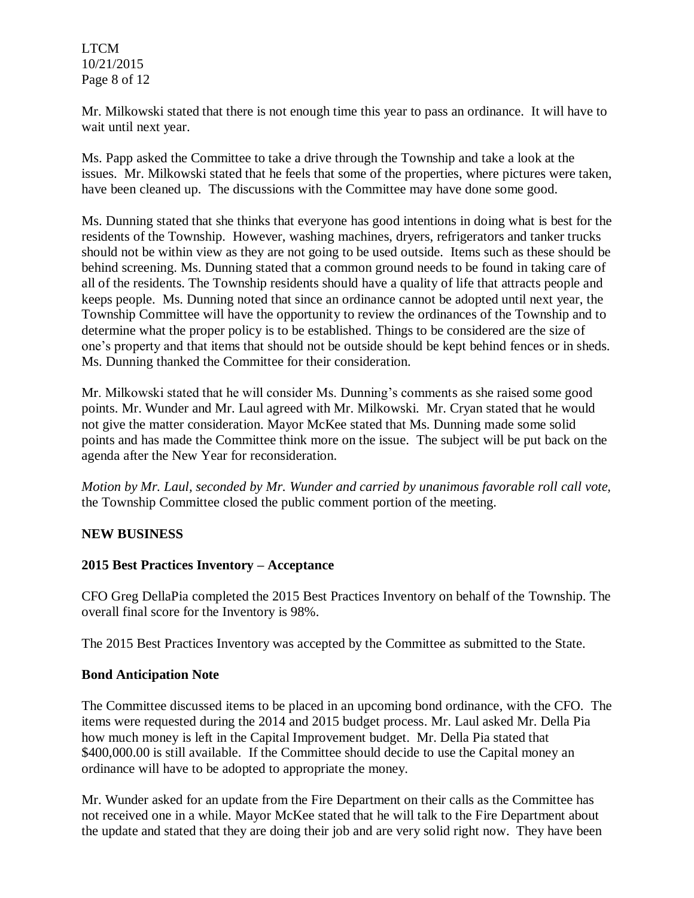Mr. Milkowski stated that there is not enough time this year to pass an ordinance. It will have to wait until next year.

Ms. Papp asked the Committee to take a drive through the Township and take a look at the issues. Mr. Milkowski stated that he feels that some of the properties, where pictures were taken, have been cleaned up. The discussions with the Committee may have done some good.

Ms. Dunning stated that she thinks that everyone has good intentions in doing what is best for the residents of the Township. However, washing machines, dryers, refrigerators and tanker trucks should not be within view as they are not going to be used outside. Items such as these should be behind screening. Ms. Dunning stated that a common ground needs to be found in taking care of all of the residents. The Township residents should have a quality of life that attracts people and keeps people. Ms. Dunning noted that since an ordinance cannot be adopted until next year, the Township Committee will have the opportunity to review the ordinances of the Township and to determine what the proper policy is to be established. Things to be considered are the size of one's property and that items that should not be outside should be kept behind fences or in sheds. Ms. Dunning thanked the Committee for their consideration.

Mr. Milkowski stated that he will consider Ms. Dunning's comments as she raised some good points. Mr. Wunder and Mr. Laul agreed with Mr. Milkowski. Mr. Cryan stated that he would not give the matter consideration. Mayor McKee stated that Ms. Dunning made some solid points and has made the Committee think more on the issue. The subject will be put back on the agenda after the New Year for reconsideration.

*Motion by Mr. Laul, seconded by Mr. Wunder and carried by unanimous favorable roll call vote,* the Township Committee closed the public comment portion of the meeting.

**NEW BUSINESS**

**2015 Best Practices Inventory – Acceptance**

CFO Greg DellaPia completed the 2015 Best Practices Inventory on behalf of the Township. The overall final score for the Inventory is 98%.

The 2015 Best Practices Inventory was accepted by the Committee as submitted to the State.

**Bond Anticipation Note**

The Committee discussed items to be placed in an upcoming bond ordinance, with the CFO. The items were requested during the 2014 and 2015 budget process. Mr. Laul asked Mr. Della Pia how much money is left in the Capital Improvement budget. Mr. Della Pia stated that $400,000.00 is still available. If the Committee should decide to use the Capital money an ordinance will have to be adopted to appropriate the money.

Mr. Wunder asked for an update from the Fire Department on their calls as the Committee has not received one in a while. Mayor McKee stated that he will talk to the Fire Department about the update and stated that they are doing their job and are very solid right now. They have been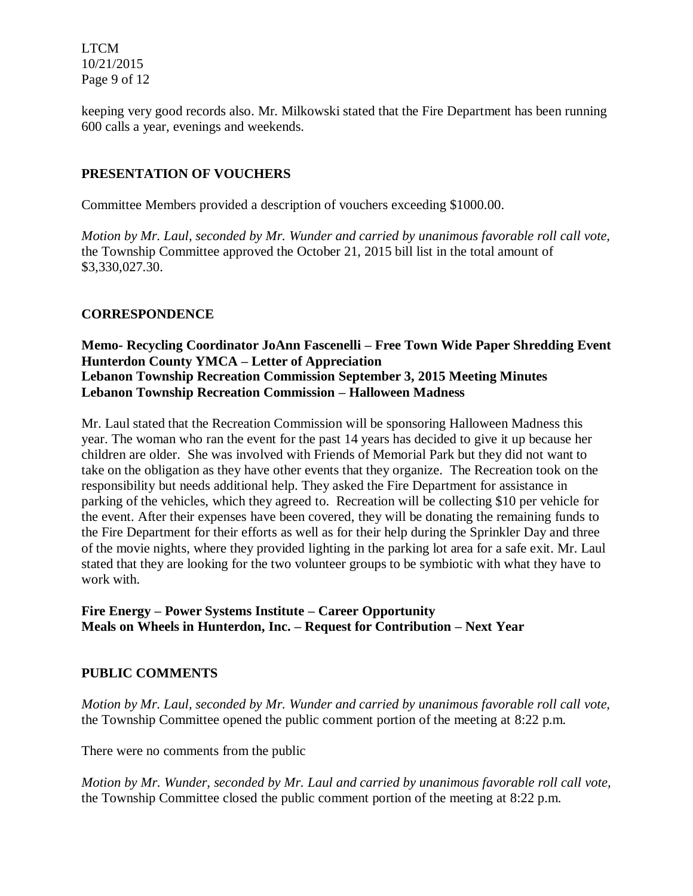keeping very good records also. Mr. Milkowski stated that the Fire Department has been running 600 calls a year, evenings and weekends.

## PRESENTATION OF VOUCHERS

Committee Members provided a description of vouchers exceeding $1000.00.

*Motion by Mr. Laul, seconded by Mr. Wunder and carried by unanimous favorable roll call vote,* the Township Committee approved the October 21, 2015 bill list in the total amount of $3,330,027.30.

## CORRESPONDENCE

**Memo- Recycling Coordinator JoAnn Fascenelli – Free Town Wide Paper Shredding Event**
**Hunterdon County YMCA – Letter of Appreciation**
**Lebanon Township Recreation Commission September 3, 2015 Meeting Minutes**
**Lebanon Township Recreation Commission – Halloween Madness**

Mr. Laul stated that the Recreation Commission will be sponsoring Halloween Madness this year. The woman who ran the event for the past 14 years has decided to give it up because her children are older. She was involved with Friends of Memorial Park but they did not want to take on the obligation as they have other events that they organize. The Recreation took on the responsibility but needs additional help. They asked the Fire Department for assistance in parking of the vehicles, which they agreed to. Recreation will be collecting $10 per vehicle for the event. After their expenses have been covered, they will be donating the remaining funds to the Fire Department for their efforts as well as for their help during the Sprinkler Day and three of the movie nights, where they provided lighting in the parking lot area for a safe exit. Mr. Laul stated that they are looking for the two volunteer groups to be symbiotic with what they have to work with.

**Fire Energy – Power Systems Institute – Career Opportunity**
**Meals on Wheels in Hunterdon, Inc. – Request for Contribution – Next Year**

## PUBLIC COMMENTS

*Motion by Mr. Laul, seconded by Mr. Wunder and carried by unanimous favorable roll call vote,* the Township Committee opened the public comment portion of the meeting at 8:22 p.m.

There were no comments from the public

*Motion by Mr. Wunder, seconded by Mr. Laul and carried by unanimous favorable roll call vote,* the Township Committee closed the public comment portion of the meeting at 8:22 p.m.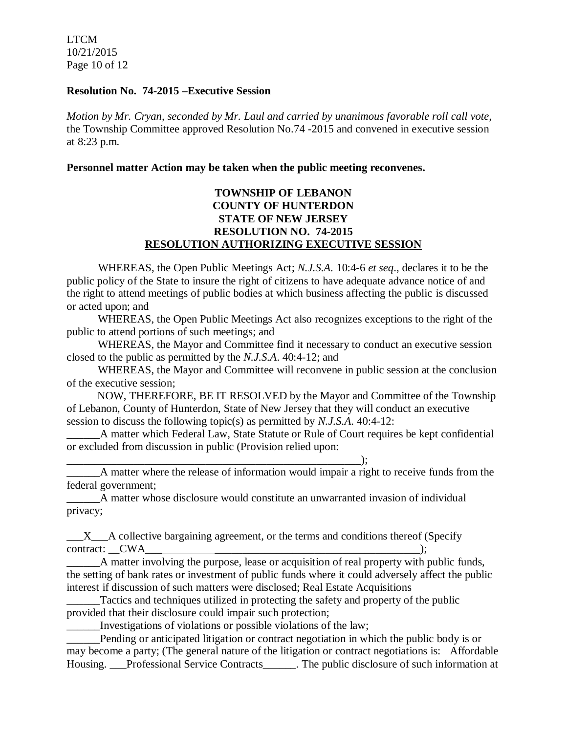**Resolution No. 74-2015 –Executive Session**

*Motion by Mr. Cryan, seconded by Mr. Laul and carried by unanimous favorable roll call vote,* the Township Committee approved Resolution No.74 -2015 and convened in executive session at 8:23 p.m.

**Personnel matter Action may be taken when the public meeting reconvenes.**

**TOWNSHIP OF LEBANON**
**COUNTY OF HUNTERDON**
**STATE OF NEW JERSEY**
**RESOLUTION NO. 74-2015**
**RESOLUTION AUTHORIZING EXECUTIVE SESSION**

WHEREAS, the Open Public Meetings Act; *N.J.S.A.* 10:4-6 *et seq*., declares it to be the public policy of the State to insure the right of citizens to have adequate advance notice of and the right to attend meetings of public bodies at which business affecting the public is discussed or acted upon; and

WHEREAS, the Open Public Meetings Act also recognizes exceptions to the right of the public to attend portions of such meetings; and

WHEREAS, the Mayor and Committee find it necessary to conduct an executive session closed to the public as permitted by the *N.J.S.A*. 40:4-12; and

WHEREAS, the Mayor and Committee will reconvene in public session at the conclusion of the executive session;

NOW, THEREFORE, BE IT RESOLVED by the Mayor and Committee of the Township of Lebanon, County of Hunterdon, State of New Jersey that they will conduct an executive session to discuss the following topic(s) as permitted by *N.J.S.A.* 40:4-12:

______A matter which Federal Law, State Statute or Rule of Court requires be kept confidential or excluded from discussion in public (Provision relied upon: _______________________________________________________);

______A matter where the release of information would impair a right to receive funds from the federal government;

______A matter whose disclosure would constitute an unwarranted invasion of individual privacy;

___X___A collective bargaining agreement, or the terms and conditions thereof (Specify contract: __CWA______________________________________________________);

______A matter involving the purpose, lease or acquisition of real property with public funds, the setting of bank rates or investment of public funds where it could adversely affect the public interest if discussion of such matters were disclosed; Real Estate Acquisitions

______Tactics and techniques utilized in protecting the safety and property of the public provided that their disclosure could impair such protection;

______Investigations of violations or possible violations of the law;

______Pending or anticipated litigation or contract negotiation in which the public body is or may become a party; (The general nature of the litigation or contract negotiations is: Affordable Housing. ___Professional Service Contracts______. The public disclosure of such information at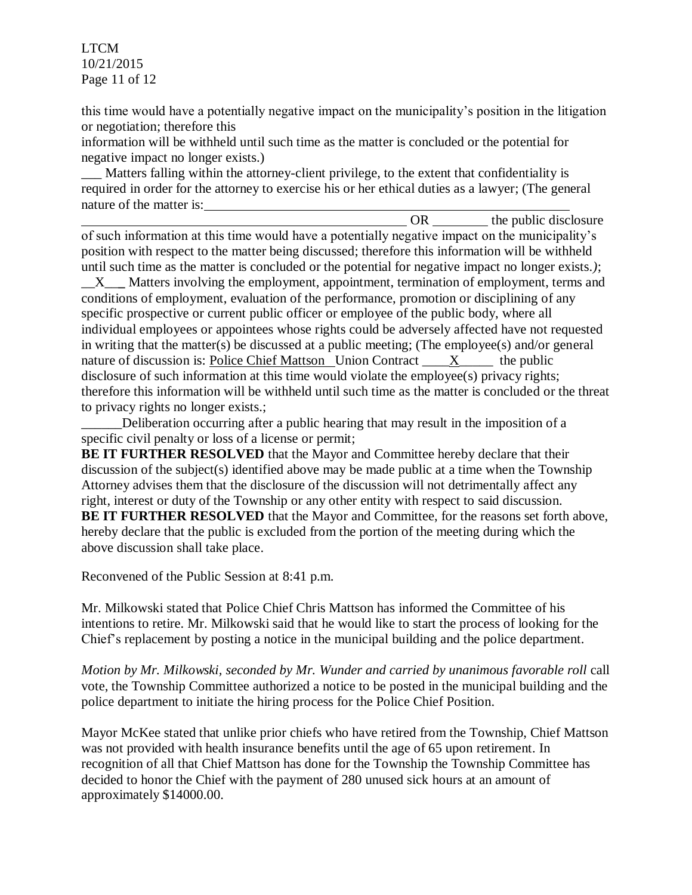this time would have a potentially negative impact on the municipality's position in the litigation or negotiation; therefore this
information will be withheld until such time as the matter is concluded or the potential for negative impact no longer exists.)

___ Matters falling within the attorney-client privilege, to the extent that confidentiality is required in order for the attorney to exercise his or her ethical duties as a lawyer; (The general nature of the matter is:_______________________________________________________
_________________________________________________ OR ________ the public disclosure of such information at this time would have a potentially negative impact on the municipality's position with respect to the matter being discussed; therefore this information will be withheld until such time as the matter is concluded or the potential for negative impact no longer exists.*)*;

__X___ Matters involving the employment, appointment, termination of employment, terms and conditions of employment, evaluation of the performance, promotion or disciplining of any specific prospective or current public officer or employee of the public body, where all individual employees or appointees whose rights could be adversely affected have not requested in writing that the matter(s) be discussed at a public meeting; (The employee(s) and/or general nature of discussion is: Police Chief Mattson Union Contract ____X_____ the public disclosure of such information at this time would violate the employee(s) privacy rights; therefore this information will be withheld until such time as the matter is concluded or the threat to privacy rights no longer exists.;

______Deliberation occurring after a public hearing that may result in the imposition of a specific civil penalty or loss of a license or permit;

**BE IT FURTHER RESOLVED** that the Mayor and Committee hereby declare that their discussion of the subject(s) identified above may be made public at a time when the Township Attorney advises them that the disclosure of the discussion will not detrimentally affect any right, interest or duty of the Township or any other entity with respect to said discussion.

**BE IT FURTHER RESOLVED** that the Mayor and Committee, for the reasons set forth above, hereby declare that the public is excluded from the portion of the meeting during which the above discussion shall take place.

Reconvened of the Public Session at 8:41 p.m.

Mr. Milkowski stated that Police Chief Chris Mattson has informed the Committee of his intentions to retire. Mr. Milkowski said that he would like to start the process of looking for the Chief's replacement by posting a notice in the municipal building and the police department.

*Motion by Mr. Milkowski, seconded by Mr. Wunder and carried by unanimous favorable roll* call vote, the Township Committee authorized a notice to be posted in the municipal building and the police department to initiate the hiring process for the Police Chief Position.

Mayor McKee stated that unlike prior chiefs who have retired from the Township, Chief Mattson was not provided with health insurance benefits until the age of 65 upon retirement. In recognition of all that Chief Mattson has done for the Township the Township Committee has decided to honor the Chief with the payment of 280 unused sick hours at an amount of approximately $14000.00.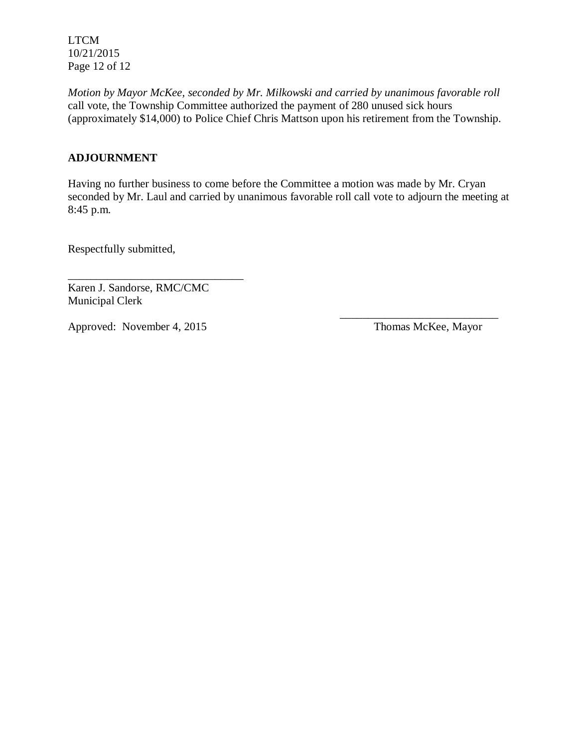*Motion by Mayor McKee, seconded by Mr. Milkowski and carried by unanimous favorable roll* call vote, the Township Committee authorized the payment of 280 unused sick hours (approximately $14,000) to Police Chief Chris Mattson upon his retirement from the Township.

**ADJOURNMENT**

Having no further business to come before the Committee a motion was made by Mr. Cryan seconded by Mr. Laul and carried by unanimous favorable roll call vote to adjourn the meeting at 8:45 p.m.

Respectfully submitted,

\_\_\_\_\_\_\_\_\_\_\_\_\_\_\_\_\_\_\_\_\_\_\_\_\_\_\_\_\_\_
Karen J. Sandorse, RMC/CMC
Municipal Clerk

Approved: November 4, 2015

\_\_\_\_\_\_\_\_\_\_\_\_\_\_\_\_\_\_\_\_\_\_\_\_\_\_\_\_\_\_
Thomas McKee, Mayor